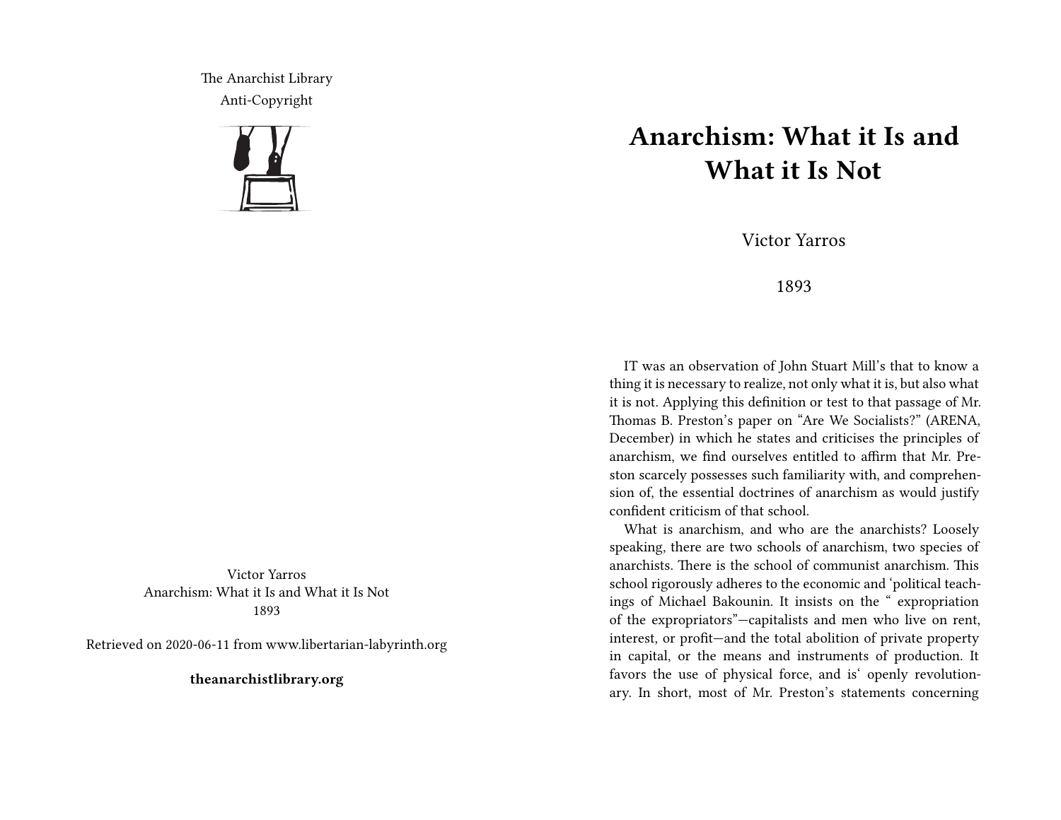The Anarchist Library
Anti-Copyright

Victor Yarros
Anarchism: What it Is and What it Is Not
1893

Retrieved on 2020-06-11 from www.libertarian-labyrinth.org

**theanarchistlibrary.org**

# Anarchism: What it Is and What it Is Not

Victor Yarros

1893

IT was an observation of John Stuart Mill's that to know a thing it is necessary to realize, not only what it is, but also what it is not. Applying this definition or test to that passage of Mr. Thomas B. Preston's paper on "Are We Socialists?" (ARENA, December) in which he states and criticises the principles of anarchism, we find ourselves entitled to affirm that Mr. Preston scarcely possesses such familiarity with, and comprehension of, the essential doctrines of anarchism as would justify confident criticism of that school.

What is anarchism, and who are the anarchists? Loosely speaking, there are two schools of anarchism, two species of anarchists. There is the school of communist anarchism. This school rigorously adheres to the economic and 'political teachings of Michael Bakounin. It insists on the " expropriation of the expropriators"—capitalists and men who live on rent, interest, or profit—and the total abolition of private property in capital, or the means and instruments of production. It favors the use of physical force, and is' openly revolutionary. In short, most of Mr. Preston's statements concerning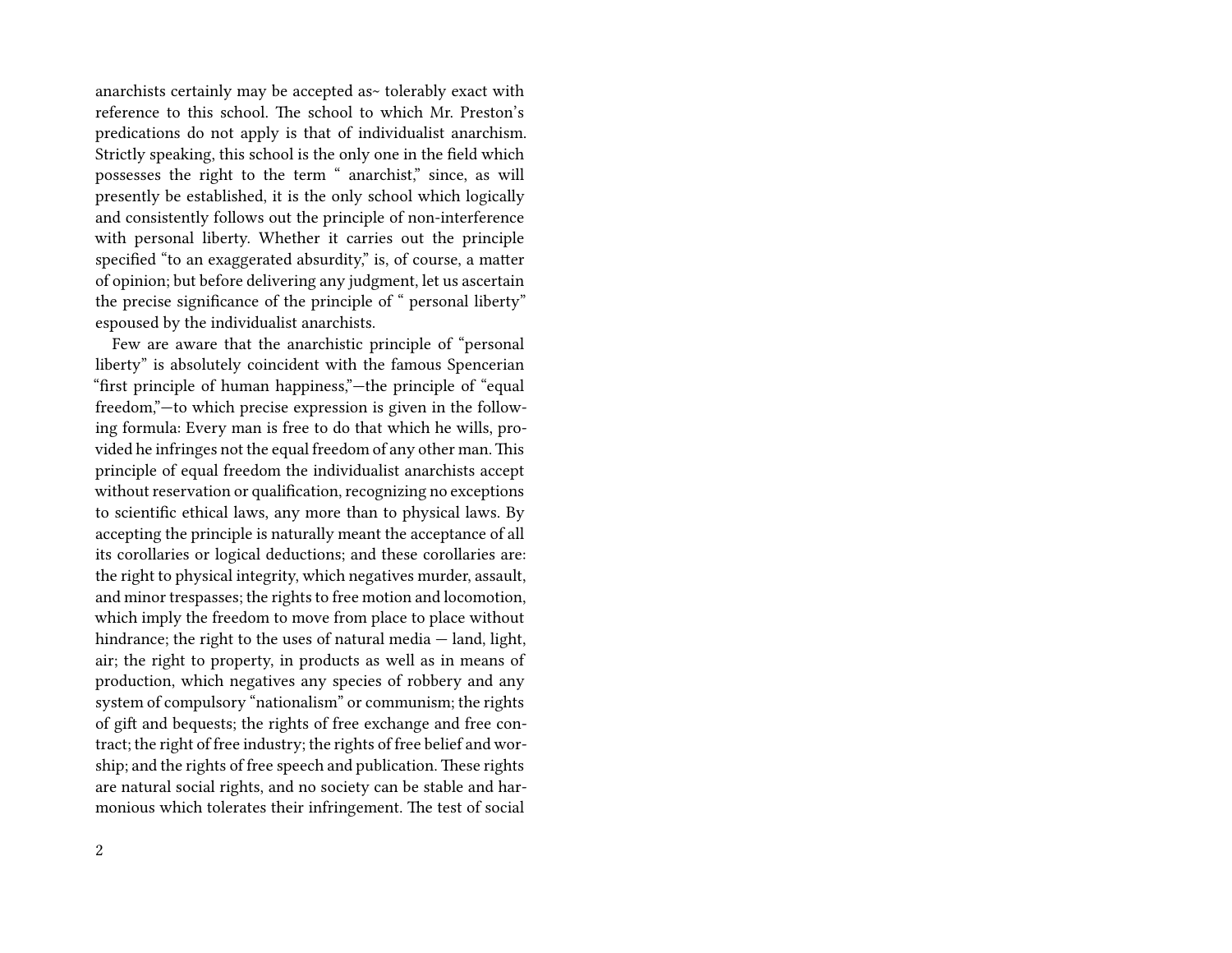anarchists certainly may be accepted as~ tolerably exact with reference to this school. The school to which Mr. Preston's predications do not apply is that of individualist anarchism. Strictly speaking, this school is the only one in the field which possesses the right to the term " anarchist," since, as will presently be established, it is the only school which logically and consistently follows out the principle of non-interference with personal liberty. Whether it carries out the principle specified "to an exaggerated absurdity," is, of course, a matter of opinion; but before delivering any judgment, let us ascertain the precise significance of the principle of " personal liberty" espoused by the individualist anarchists.

Few are aware that the anarchistic principle of "personal liberty" is absolutely coincident with the famous Spencerian "first principle of human happiness,"—the principle of "equal freedom,"—to which precise expression is given in the following formula: Every man is free to do that which he wills, provided he infringes not the equal freedom of any other man. This principle of equal freedom the individualist anarchists accept without reservation or qualification, recognizing no exceptions to scientific ethical laws, any more than to physical laws. By accepting the principle is naturally meant the acceptance of all its corollaries or logical deductions; and these corollaries are: the right to physical integrity, which negatives murder, assault, and minor trespasses; the rights to free motion and locomotion, which imply the freedom to move from place to place without hindrance; the right to the uses of natural media — land, light, air; the right to property, in products as well as in means of production, which negatives any species of robbery and any system of compulsory "nationalism" or communism; the rights of gift and bequests; the rights of free exchange and free contract; the right of free industry; the rights of free belief and worship; and the rights of free speech and publication. These rights are natural social rights, and no society can be stable and harmonious which tolerates their infringement. The test of social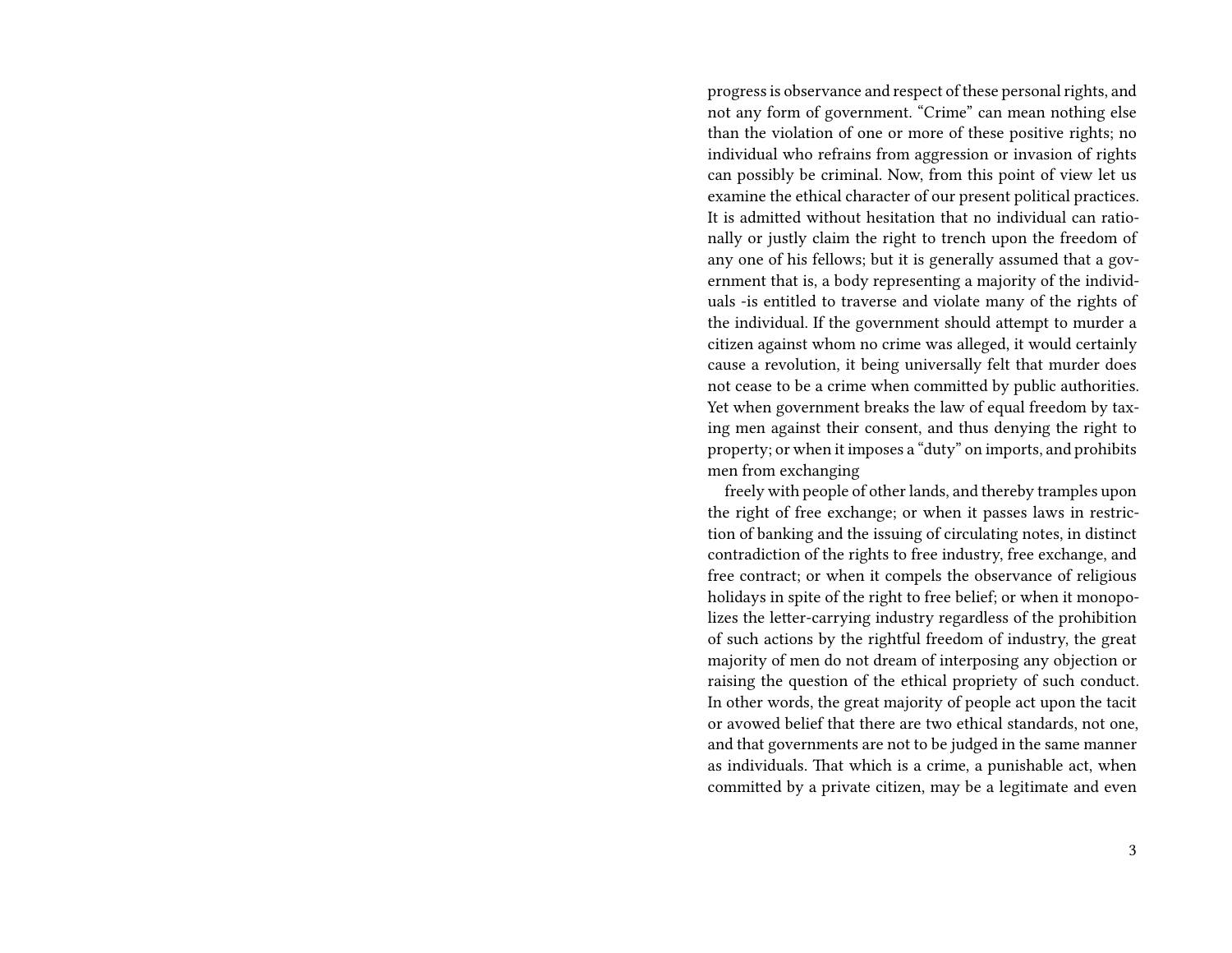progress is observance and respect of these personal rights, and not any form of government. "Crime" can mean nothing else than the violation of one or more of these positive rights; no individual who refrains from aggression or invasion of rights can possibly be criminal. Now, from this point of view let us examine the ethical character of our present political practices. It is admitted without hesitation that no individual can rationally or justly claim the right to trench upon the freedom of any one of his fellows; but it is generally assumed that a government that is, a body representing a majority of the individuals -is entitled to traverse and violate many of the rights of the individual. If the government should attempt to murder a citizen against whom no crime was alleged, it would certainly cause a revolution, it being universally felt that murder does not cease to be a crime when committed by public authorities. Yet when government breaks the law of equal freedom by taxing men against their consent, and thus denying the right to property; or when it imposes a "duty" on imports, and prohibits men from exchanging

freely with people of other lands, and thereby tramples upon the right of free exchange; or when it passes laws in restriction of banking and the issuing of circulating notes, in distinct contradiction of the rights to free industry, free exchange, and free contract; or when it compels the observance of religious holidays in spite of the right to free belief; or when it monopolizes the letter-carrying industry regardless of the prohibition of such actions by the rightful freedom of industry, the great majority of men do not dream of interposing any objection or raising the question of the ethical propriety of such conduct. In other words, the great majority of people act upon the tacit or avowed belief that there are two ethical standards, not one, and that governments are not to be judged in the same manner as individuals. That which is a crime, a punishable act, when committed by a private citizen, may be a legitimate and even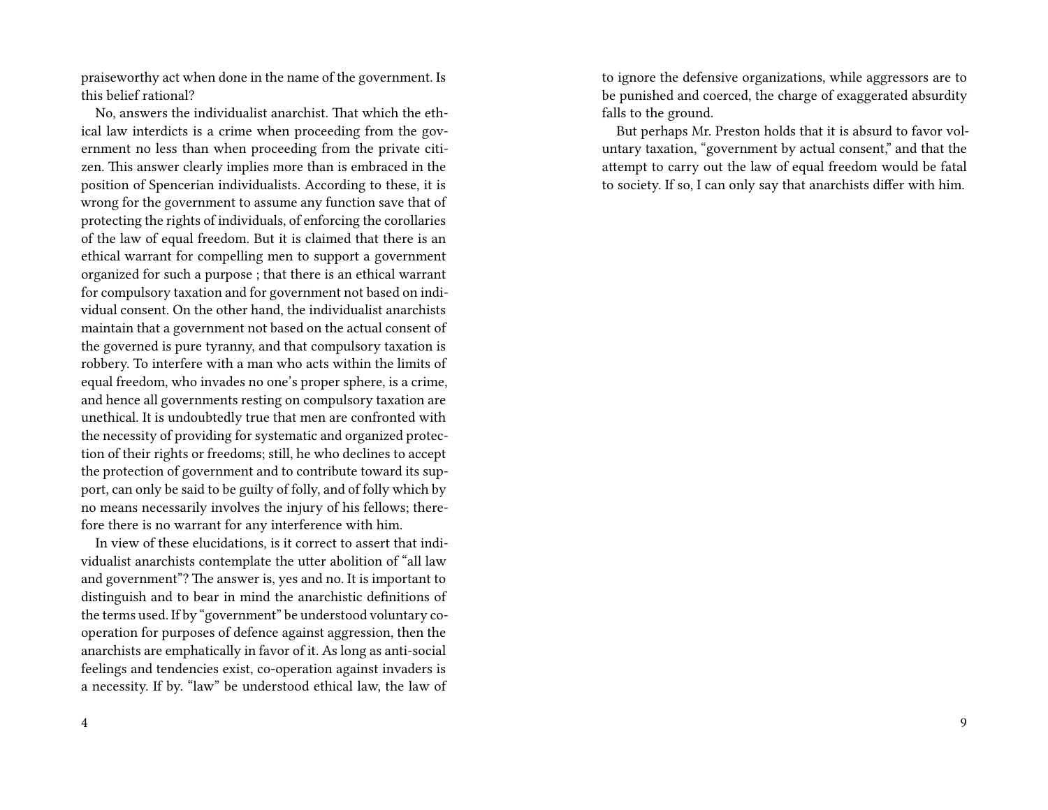praiseworthy act when done in the name of the government. Is this belief rational?

No, answers the individualist anarchist. That which the ethical law interdicts is a crime when proceeding from the government no less than when proceeding from the private citizen. This answer clearly implies more than is embraced in the position of Spencerian individualists. According to these, it is wrong for the government to assume any function save that of protecting the rights of individuals, of enforcing the corollaries of the law of equal freedom. But it is claimed that there is an ethical warrant for compelling men to support a government organized for such a purpose ; that there is an ethical warrant for compulsory taxation and for government not based on individual consent. On the other hand, the individualist anarchists maintain that a government not based on the actual consent of the governed is pure tyranny, and that compulsory taxation is robbery. To interfere with a man who acts within the limits of equal freedom, who invades no one's proper sphere, is a crime, and hence all governments resting on compulsory taxation are unethical. It is undoubtedly true that men are confronted with the necessity of providing for systematic and organized protection of their rights or freedoms; still, he who declines to accept the protection of government and to contribute toward its support, can only be said to be guilty of folly, and of folly which by no means necessarily involves the injury of his fellows; therefore there is no warrant for any interference with him.

In view of these elucidations, is it correct to assert that individualist anarchists contemplate the utter abolition of "all law and government"? The answer is, yes and no. It is important to distinguish and to bear in mind the anarchistic definitions of the terms used. If by "government" be understood voluntary co-operation for purposes of defence against aggression, then the anarchists are emphatically in favor of it. As long as anti-social feelings and tendencies exist, co-operation against invaders is a necessity. If by. "law" be understood ethical law, the law of

to ignore the defensive organizations, while aggressors are to be punished and coerced, the charge of exaggerated absurdity falls to the ground.

But perhaps Mr. Preston holds that it is absurd to favor voluntary taxation, "government by actual consent," and that the attempt to carry out the law of equal freedom would be fatal to society. If so, I can only say that anarchists differ with him.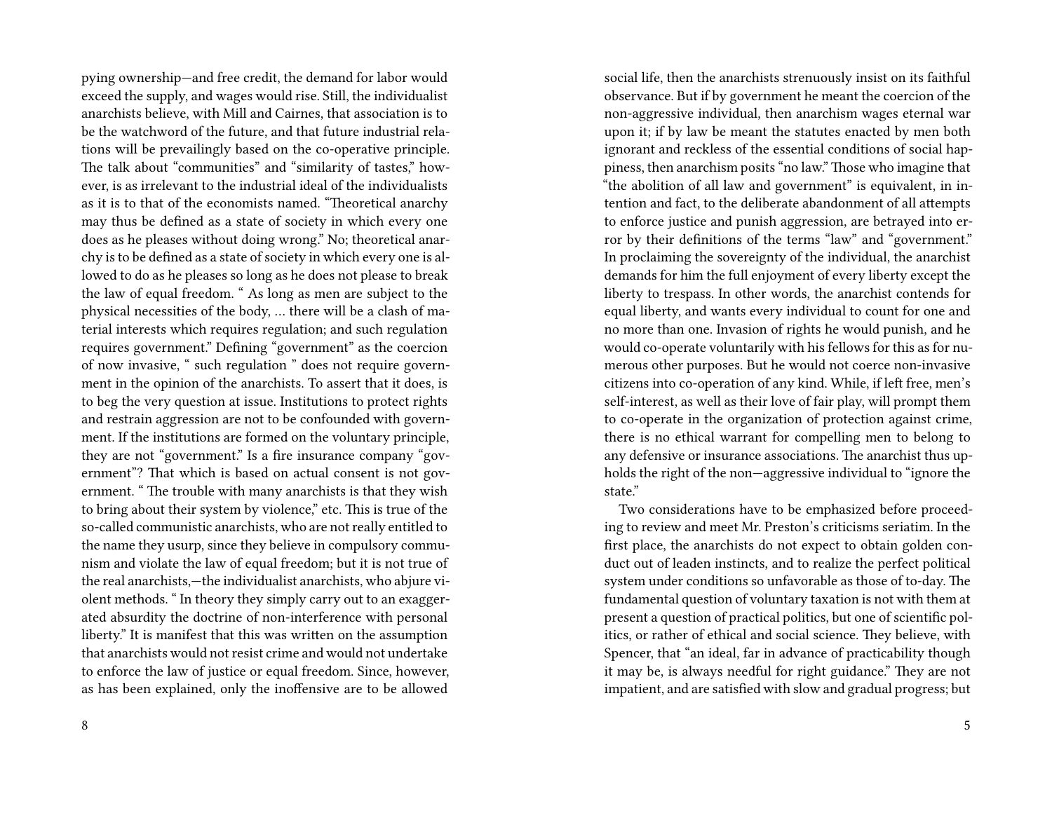pying ownership—and free credit, the demand for labor would exceed the supply, and wages would rise. Still, the individualist anarchists believe, with Mill and Cairnes, that association is to be the watchword of the future, and that future industrial relations will be prevailingly based on the co-operative principle. The talk about "communities" and "similarity of tastes," however, is as irrelevant to the industrial ideal of the individualists as it is to that of the economists named. "Theoretical anarchy may thus be defined as a state of society in which every one does as he pleases without doing wrong." No; theoretical anarchy is to be defined as a state of society in which every one is allowed to do as he pleases so long as he does not please to break the law of equal freedom. " As long as men are subject to the physical necessities of the body, … there will be a clash of material interests which requires regulation; and such regulation requires government." Defining "government" as the coercion of now invasive, " such regulation " does not require government in the opinion of the anarchists. To assert that it does, is to beg the very question at issue. Institutions to protect rights and restrain aggression are not to be confounded with government. If the institutions are formed on the voluntary principle, they are not "government." Is a fire insurance company "government"? That which is based on actual consent is not government. " The trouble with many anarchists is that they wish to bring about their system by violence," etc. This is true of the so-called communistic anarchists, who are not really entitled to the name they usurp, since they believe in compulsory communism and violate the law of equal freedom; but it is not true of the real anarchists,—the individualist anarchists, who abjure violent methods. " In theory they simply carry out to an exaggerated absurdity the doctrine of non-interference with personal liberty." It is manifest that this was written on the assumption that anarchists would not resist crime and would not undertake to enforce the law of justice or equal freedom. Since, however, as has been explained, only the inoffensive are to be allowed

social life, then the anarchists strenuously insist on its faithful observance. But if by government he meant the coercion of the non-aggressive individual, then anarchism wages eternal war upon it; if by law be meant the statutes enacted by men both ignorant and reckless of the essential conditions of social happiness, then anarchism posits "no law." Those who imagine that "the abolition of all law and government" is equivalent, in intention and fact, to the deliberate abandonment of all attempts to enforce justice and punish aggression, are betrayed into error by their definitions of the terms "law" and "government." In proclaiming the sovereignty of the individual, the anarchist demands for him the full enjoyment of every liberty except the liberty to trespass. In other words, the anarchist contends for equal liberty, and wants every individual to count for one and no more than one. Invasion of rights he would punish, and he would co-operate voluntarily with his fellows for this as for numerous other purposes. But he would not coerce non-invasive citizens into co-operation of any kind. While, if left free, men's self-interest, as well as their love of fair play, will prompt them to co-operate in the organization of protection against crime, there is no ethical warrant for compelling men to belong to any defensive or insurance associations. The anarchist thus upholds the right of the non—aggressive individual to "ignore the state."

Two considerations have to be emphasized before proceeding to review and meet Mr. Preston's criticisms seriatim. In the first place, the anarchists do not expect to obtain golden conduct out of leaden instincts, and to realize the perfect political system under conditions so unfavorable as those of to-day. The fundamental question of voluntary taxation is not with them at present a question of practical politics, but one of scientific politics, or rather of ethical and social science. They believe, with Spencer, that "an ideal, far in advance of practicability though it may be, is always needful for right guidance." They are not impatient, and are satisfied with slow and gradual progress; but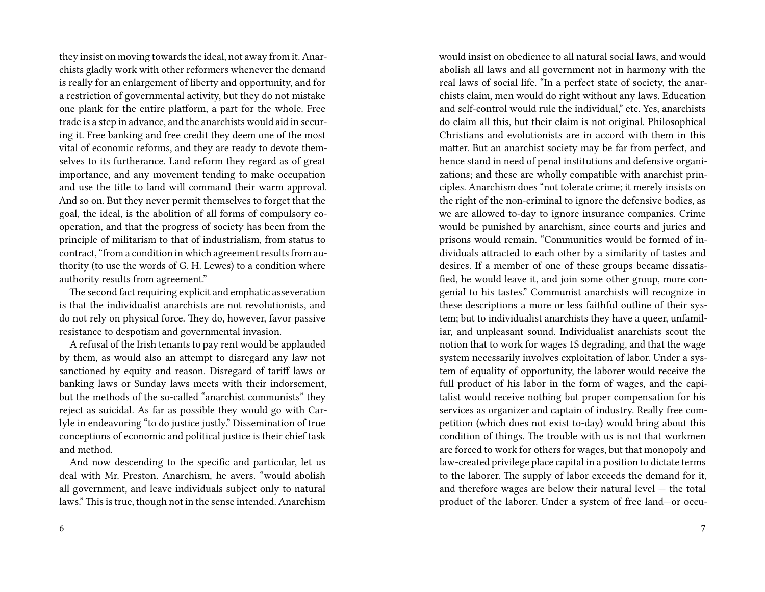they insist on moving towards the ideal, not away from it. Anarchists gladly work with other reformers whenever the demand is really for an enlargement of liberty and opportunity, and for a restriction of governmental activity, but they do not mistake one plank for the entire platform, a part for the whole. Free trade is a step in advance, and the anarchists would aid in securing it. Free banking and free credit they deem one of the most vital of economic reforms, and they are ready to devote themselves to its furtherance. Land reform they regard as of great importance, and any movement tending to make occupation and use the title to land will command their warm approval. And so on. But they never permit themselves to forget that the goal, the ideal, is the abolition of all forms of compulsory co-operation, and that the progress of society has been from the principle of militarism to that of industrialism, from status to contract, "from a condition in which agreement results from authority (to use the words of G. H. Lewes) to a condition where authority results from agreement."

The second fact requiring explicit and emphatic asseveration is that the individualist anarchists are not revolutionists, and do not rely on physical force. They do, however, favor passive resistance to despotism and governmental invasion.

A refusal of the Irish tenants to pay rent would be applauded by them, as would also an attempt to disregard any law not sanctioned by equity and reason. Disregard of tariff laws or banking laws or Sunday laws meets with their indorsement, but the methods of the so-called "anarchist communists" they reject as suicidal. As far as possible they would go with Carlyle in endeavoring "to do justice justly." Dissemination of true conceptions of economic and political justice is their chief task and method.

And now descending to the specific and particular, let us deal with Mr. Preston. Anarchism, he avers. "would abolish all government, and leave individuals subject only to natural laws." This is true, though not in the sense intended. Anarchism would insist on obedience to all natural social laws, and would abolish all laws and all government not in harmony with the real laws of social life. "In a perfect state of society, the anarchists claim, men would do right without any laws. Education and self-control would rule the individual," etc. Yes, anarchists do claim all this, but their claim is not original. Philosophical Christians and evolutionists are in accord with them in this matter. But an anarchist society may be far from perfect, and hence stand in need of penal institutions and defensive organizations; and these are wholly compatible with anarchist principles. Anarchism does "not tolerate crime; it merely insists on the right of the non-criminal to ignore the defensive bodies, as we are allowed to-day to ignore insurance companies. Crime would be punished by anarchism, since courts and juries and prisons would remain. "Communities would be formed of individuals attracted to each other by a similarity of tastes and desires. If a member of one of these groups became dissatisfied, he would leave it, and join some other group, more congenial to his tastes." Communist anarchists will recognize in these descriptions a more or less faithful outline of their system; but to individualist anarchists they have a queer, unfamiliar, and unpleasant sound. Individualist anarchists scout the notion that to work for wages 1S degrading, and that the wage system necessarily involves exploitation of labor. Under a system of equality of opportunity, the laborer would receive the full product of his labor in the form of wages, and the capitalist would receive nothing but proper compensation for his services as organizer and captain of industry. Really free competition (which does not exist to-day) would bring about this condition of things. The trouble with us is not that workmen are forced to work for others for wages, but that monopoly and law-created privilege place capital in a position to dictate terms to the laborer. The supply of labor exceeds the demand for it, and therefore wages are below their natural level — the total product of the laborer. Under a system of free land—or occu-